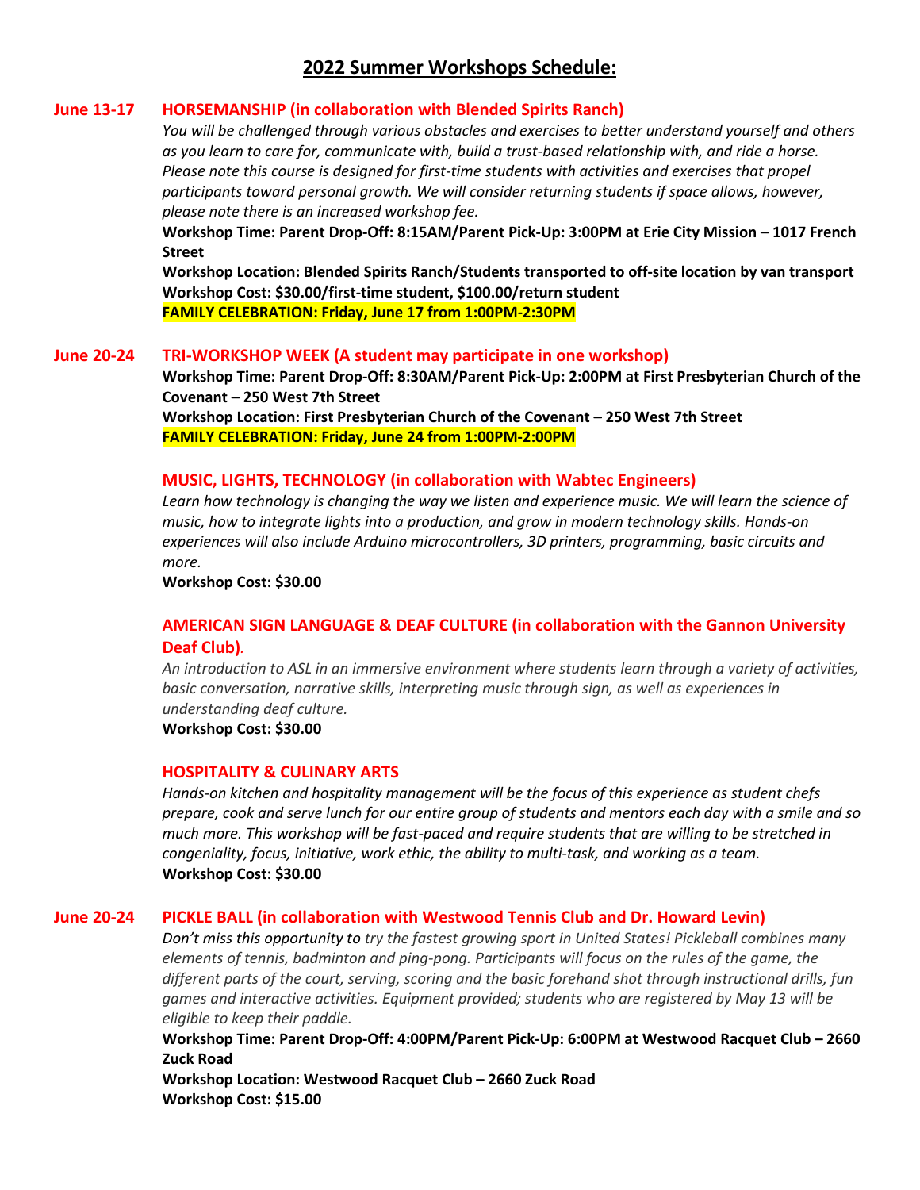# 2022 Summer Workshops Schedule:

**June 13-17** **HORSEMANSHIP (in collaboration with Blended Spirits Ranch)**

*You will be challenged through various obstacles and exercises to better understand yourself and others as you learn to care for, communicate with, build a trust-based relationship with, and ride a horse. Please note this course is designed for first-time students with activities and exercises that propel participants toward personal growth. We will consider returning students if space allows, however, please note there is an increased workshop fee.*

**Workshop Time: Parent Drop-Off: 8:15AM/Parent Pick-Up: 3:00PM at Erie City Mission – 1017 French Street**

**Workshop Location: Blended Spirits Ranch/Students transported to off-site location by van transport**

**Workshop Cost: $30.00/first-time student, $100.00/return student**

**FAMILY CELEBRATION: Friday, June 17 from 1:00PM-2:30PM**

**June 20-24** **TRI-WORKSHOP WEEK (A student may participate in one workshop)**

**Workshop Time: Parent Drop-Off: 8:30AM/Parent Pick-Up: 2:00PM at First Presbyterian Church of the Covenant – 250 West 7th Street**

**Workshop Location: First Presbyterian Church of the Covenant – 250 West 7th Street**

**FAMILY CELEBRATION: Friday, June 24 from 1:00PM-2:00PM**

**MUSIC, LIGHTS, TECHNOLOGY (in collaboration with Wabtec Engineers)**

*Learn how technology is changing the way we listen and experience music. We will learn the science of music, how to integrate lights into a production, and grow in modern technology skills. Hands-on experiences will also include Arduino microcontrollers, 3D printers, programming, basic circuits and more.*

**Workshop Cost: $30.00**

**AMERICAN SIGN LANGUAGE & DEAF CULTURE (in collaboration with the Gannon University Deaf Club).**

*An introduction to ASL in an immersive environment where students learn through a variety of activities, basic conversation, narrative skills, interpreting music through sign, as well as experiences in understanding deaf culture.*

**Workshop Cost: $30.00**

**HOSPITALITY & CULINARY ARTS**

*Hands-on kitchen and hospitality management will be the focus of this experience as student chefs prepare, cook and serve lunch for our entire group of students and mentors each day with a smile and so much more. This workshop will be fast-paced and require students that are willing to be stretched in congeniality, focus, initiative, work ethic, the ability to multi-task, and working as a team.*

**Workshop Cost: $30.00**

**June 20-24** **PICKLE BALL (in collaboration with Westwood Tennis Club and Dr. Howard Levin)**

*Don't miss this opportunity to try the fastest growing sport in United States! Pickleball combines many elements of tennis, badminton and ping-pong. Participants will focus on the rules of the game, the different parts of the court, serving, scoring and the basic forehand shot through instructional drills, fun games and interactive activities. Equipment provided; students who are registered by May 13 will be eligible to keep their paddle.*

**Workshop Time: Parent Drop-Off: 4:00PM/Parent Pick-Up: 6:00PM at Westwood Racquet Club – 2660 Zuck Road**

**Workshop Location: Westwood Racquet Club – 2660 Zuck Road**

**Workshop Cost: $15.00**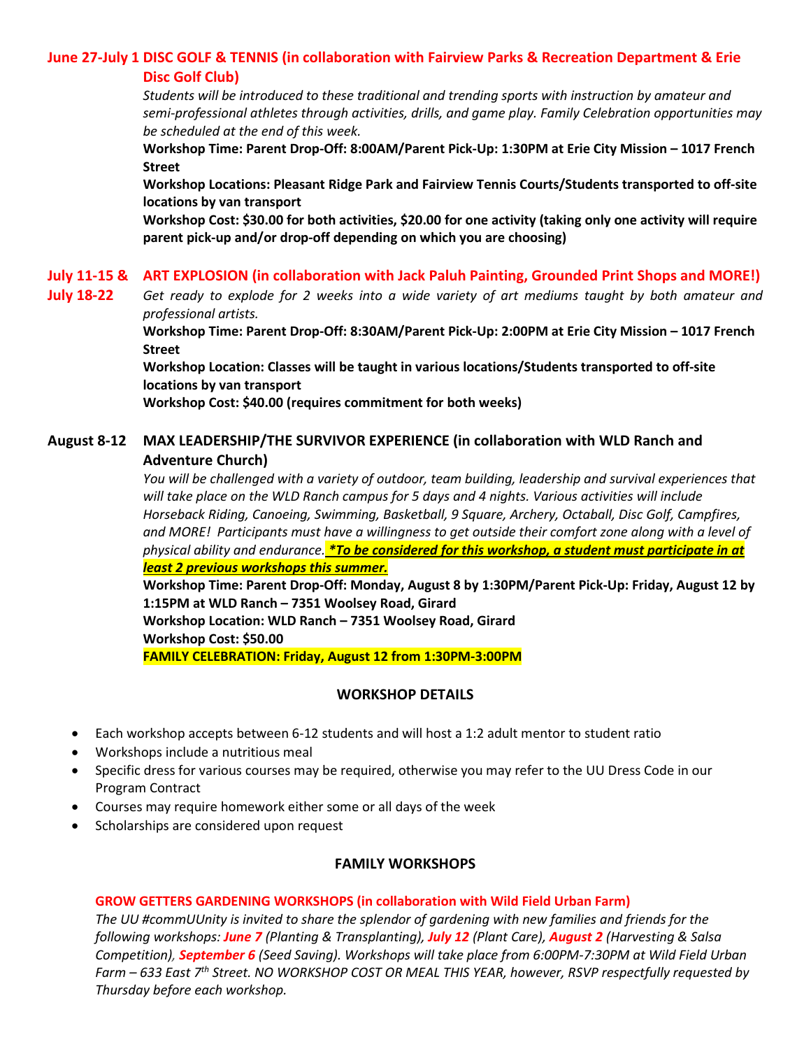**June 27-July 1 DISC GOLF & TENNIS (in collaboration with Fairview Parks & Recreation Department & Erie Disc Golf Club)**

*Students will be introduced to these traditional and trending sports with instruction by amateur and semi-professional athletes through activities, drills, and game play. Family Celebration opportunities may be scheduled at the end of this week.*

**Workshop Time: Parent Drop-Off: 8:00AM/Parent Pick-Up: 1:30PM at Erie City Mission – 1017 French Street**

**Workshop Locations: Pleasant Ridge Park and Fairview Tennis Courts/Students transported to off-site locations by van transport**

**Workshop Cost: $30.00 for both activities, $20.00 for one activity (taking only one activity will require parent pick-up and/or drop-off depending on which you are choosing)**

**July 11-15 & July 18-22 ART EXPLOSION (in collaboration with Jack Paluh Painting, Grounded Print Shops and MORE!)**

*Get ready to explode for 2 weeks into a wide variety of art mediums taught by both amateur and professional artists.*

**Workshop Time: Parent Drop-Off: 8:30AM/Parent Pick-Up: 2:00PM at Erie City Mission – 1017 French Street**

**Workshop Location: Classes will be taught in various locations/Students transported to off-site locations by van transport**

**Workshop Cost: $40.00 (requires commitment for both weeks)**

**August 8-12 MAX LEADERSHIP/THE SURVIVOR EXPERIENCE (in collaboration with WLD Ranch and Adventure Church)**

*You will be challenged with a variety of outdoor, team building, leadership and survival experiences that will take place on the WLD Ranch campus for 5 days and 4 nights. Various activities will include Horseback Riding, Canoeing, Swimming, Basketball, 9 Square, Archery, Octaball, Disc Golf, Campfires, and MORE! Participants must have a willingness to get outside their comfort zone along with a level of physical ability and endurance.* ***\*To be considered for this workshop, a student must participate in at least 2 previous workshops this summer.***

**Workshop Time: Parent Drop-Off: Monday, August 8 by 1:30PM/Parent Pick-Up: Friday, August 12 by 1:15PM at WLD Ranch – 7351 Woolsey Road, Girard**

**Workshop Location: WLD Ranch – 7351 Woolsey Road, Girard**

**Workshop Cost: $50.00**

**FAMILY CELEBRATION: Friday, August 12 from 1:30PM-3:00PM**

## WORKSHOP DETAILS

- Each workshop accepts between 6-12 students and will host a 1:2 adult mentor to student ratio
- Workshops include a nutritious meal
- Specific dress for various courses may be required, otherwise you may refer to the UU Dress Code in our Program Contract
- Courses may require homework either some or all days of the week
- Scholarships are considered upon request

## FAMILY WORKSHOPS

**GROW GETTERS GARDENING WORKSHOPS (in collaboration with Wild Field Urban Farm)**

*The UU #commUUnity is invited to share the splendor of gardening with new families and friends for the following workshops:* ***June 7*** *(Planting & Transplanting),* ***July 12*** *(Plant Care),* ***August 2*** *(Harvesting & Salsa Competition),* ***September 6*** *(Seed Saving). Workshops will take place from 6:00PM-7:30PM at Wild Field Urban Farm – 633 East 7th Street. NO WORKSHOP COST OR MEAL THIS YEAR, however, RSVP respectfully requested by Thursday before each workshop.*